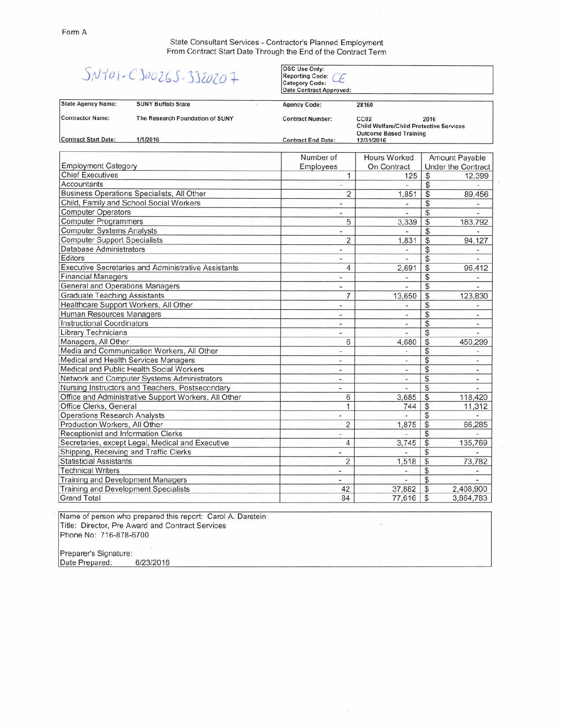Form A

State Consultant Services - Contractor's Planned Employment
From Contract Start Date Through the End of the Contract Term

SN401-C300265-3320207

| OSC Use Only: | |
|---|---|
| Reporting Code: | CE |
| Category Code: | |
| Date Contract Approved: | |

| | | | |
|---|---|---|---|
| State Agency Name: | SUNY Buffalo State | Agency Code: | 28160 |
| Contractor Name: | The Research Foundation of SUNY | Contract Number: | CC02 2016 Child Welfare/Child Protective Services Outcome Based Training |
| Contract Start Date: | 1/1/2016 | Contract End Date: | 12/31/2016 |

| Employment Category | Number of Employees | Hours Worked On Contract | Amount Payable Under the Contract |
|---|---|---|---|
| Chief Executives | 1 | 125 | $ 12,399 |
| Accountants | - | - | $ - |
| Business Operations Specialists, All Other | 2 | 1,851 | $ 89,456 |
| Child, Family and School Social Workers | - | - | $ - |
| Computer Operators | - | - | $ - |
| Computer Programmers | 5 | 3,339 | $ 183,792 |
| Computer Systems Analysts | - | - | $ - |
| Computer Support Specialists | 2 | 1,831 | $ 94,127 |
| Database Administrators | - | - | $ - |
| Editors | - | - | $ - |
| Executive Secretaries and Administrative Assistants | 4 | 2,691 | $ 96,412 |
| Financial Managers | - | - | $ - |
| General and Operations Managers | - | - | $ - |
| Graduate Teaching Assistants | 7 | 13,650 | $ 123,830 |
| Healthcare Support Workers, All Other | - | - | $ - |
| Human Resources Managers | - | - | $ - |
| Instructional Coordinators | - | - | $ - |
| Library Technicians | - | - | $ - |
| Managers, All Other | 6 | 4,680 | $ 450,299 |
| Media and Communication Workers, All Other | - | - | $ - |
| Medical and Health Services Managers | - | - | $ - |
| Medical and Public Health Social Workers | - | - | $ - |
| Network and Computer Systems Administrators | - | - | $ - |
| Nursing Instructors and Teachers, Postsecondary | - | - | $ - |
| Office and Administrative Support Workers, All Other | 6 | 3,685 | $ 118,420 |
| Office Clerks, General | 1 | 744 | $ 11,312 |
| Operations Research Analysts | - | - | $ - |
| Production Workers, All Other | 2 | 1,875 | $ 66,285 |
| Receptionist and Information Clerks | - | - | $ - |
| Secretaries, except Legal, Medical and Executive | 4 | 3,745 | $ 135,769 |
| Shipping, Receiving and Traffic Clerks | - | - | $ - |
| Statisticial Assistants | 2 | 1,518 | $ 73,782 |
| Technical Writers | - | - | $ - |
| Training and Development Managers | - | - | $ - |
| Training and Development Specialists | 42 | 37,882 | $ 2,408,900 |
| Grand Total | 84 | 77,616 | $ 3,864,783 |

Name of person who prepared this report: Carol A. Darstein
Title: Director, Pre Award and Contract Services
Phone No: 716-878-6700

Preparer's Signature:
Date Prepared: 6/23/2016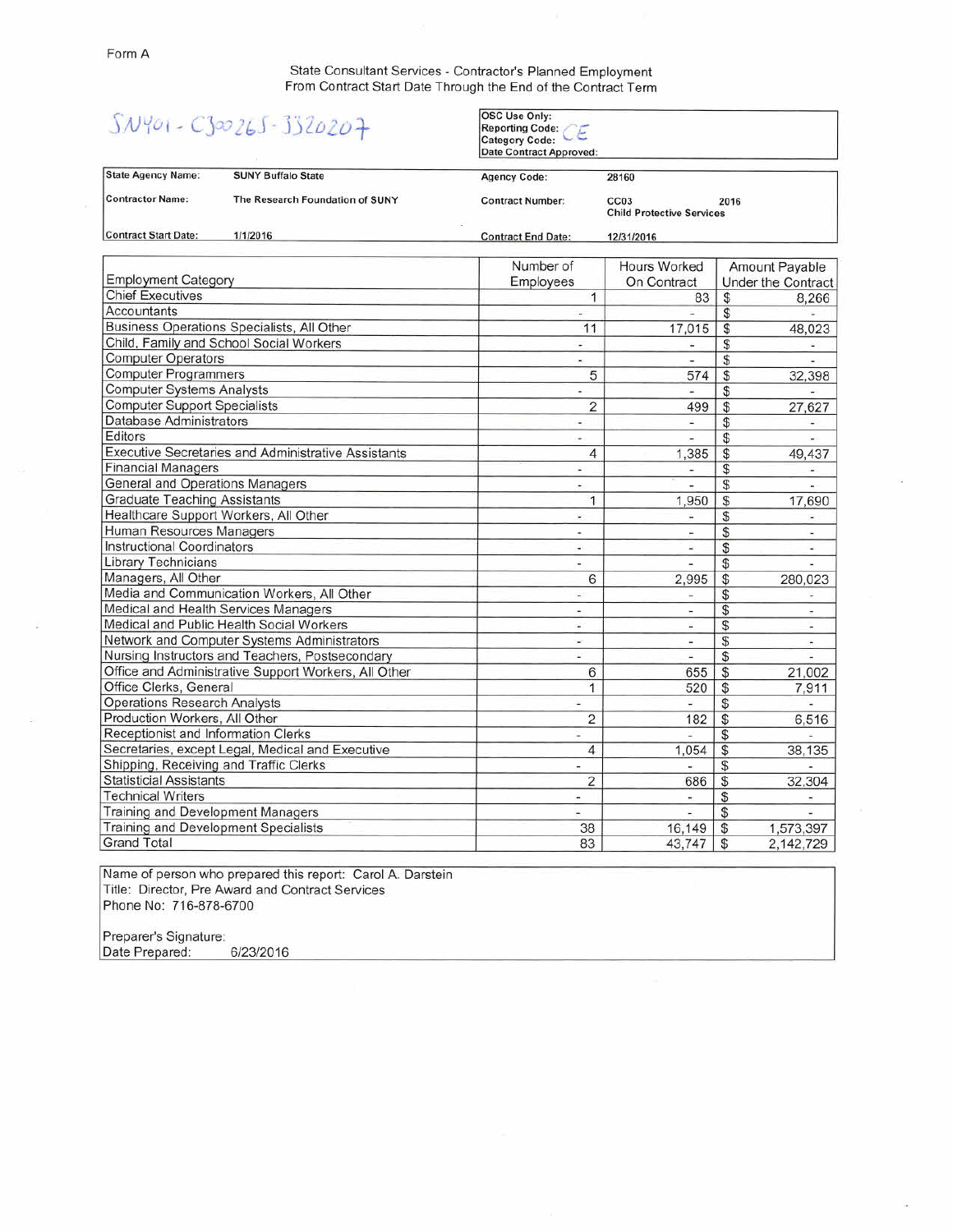Form A

State Consultant Services - Contractor's Planned Employment
From Contract Start Date Through the End of the Contract Term

SN401 - C300265 - 3320207

| OSC Use Only: | |
|---|---|
| Reporting Code: | CE |
| Category Code: | |
| Date Contract Approved: | |

| State Agency Name: | SUNY Buffalo State | Agency Code: | 28160 |
|---|---|---|---|
| Contractor Name: | The Research Foundation of SUNY | Contract Number: | CC03 2016 Child Protective Services |
| Contract Start Date: | 1/1/2016 | Contract End Date: | 12/31/2016 |

| Employment Category | Number of Employees | Hours Worked On Contract | Amount Payable Under the Contract |
|---|---|---|---|
| Chief Executives | 1 | 83 | $ 8,266 |
| Accountants | - | - | $ - |
| Business Operations Specialists, All Other | 11 | 17,015 | $ 48,023 |
| Child, Family and School Social Workers | - | - | $ - |
| Computer Operators | - | - | $ - |
| Computer Programmers | 5 | 574 | $ 32,398 |
| Computer Systems Analysts | - | - | $ - |
| Computer Support Specialists | 2 | 499 | $ 27,627 |
| Database Administrators | - | - | $ - |
| Editors | - | - | $ - |
| Executive Secretaries and Administrative Assistants | 4 | 1,385 | $ 49,437 |
| Financial Managers | - | - | $ - |
| General and Operations Managers | - | - | $ - |
| Graduate Teaching Assistants | 1 | 1,950 | $ 17,690 |
| Healthcare Support Workers, All Other | - | - | $ - |
| Human Resources Managers | - | - | $ - |
| Instructional Coordinators | - | - | $ - |
| Library Technicians | - | - | $ - |
| Managers, All Other | 6 | 2,995 | $ 280,023 |
| Media and Communication Workers, All Other | - | - | $ - |
| Medical and Health Services Managers | - | - | $ - |
| Medical and Public Health Social Workers | - | - | $ - |
| Network and Computer Systems Administrators | - | - | $ - |
| Nursing Instructors and Teachers, Postsecondary | - | - | $ - |
| Office and Administrative Support Workers, All Other | 6 | 655 | $ 21,002 |
| Office Clerks, General | 1 | 520 | $ 7,911 |
| Operations Research Analysts | - | - | $ - |
| Production Workers, All Other | 2 | 182 | $ 6,516 |
| Receptionist and Information Clerks | - | - | $ - |
| Secretaries, except Legal, Medical and Executive | 4 | 1,054 | $ 38,135 |
| Shipping, Receiving and Traffic Clerks | - | - | $ - |
| Statisticial Assistants | 2 | 686 | $ 32,304 |
| Technical Writers | - | - | $ - |
| Training and Development Managers | - | - | $ - |
| Training and Development Specialists | 38 | 16,149 | $ 1,573,397 |
| Grand Total | 83 | 43,747 | $ 2,142,729 |

Name of person who prepared this report: Carol A. Darstein
Title: Director, Pre Award and Contract Services
Phone No: 716-878-6700

Preparer's Signature:
Date Prepared: 6/23/2016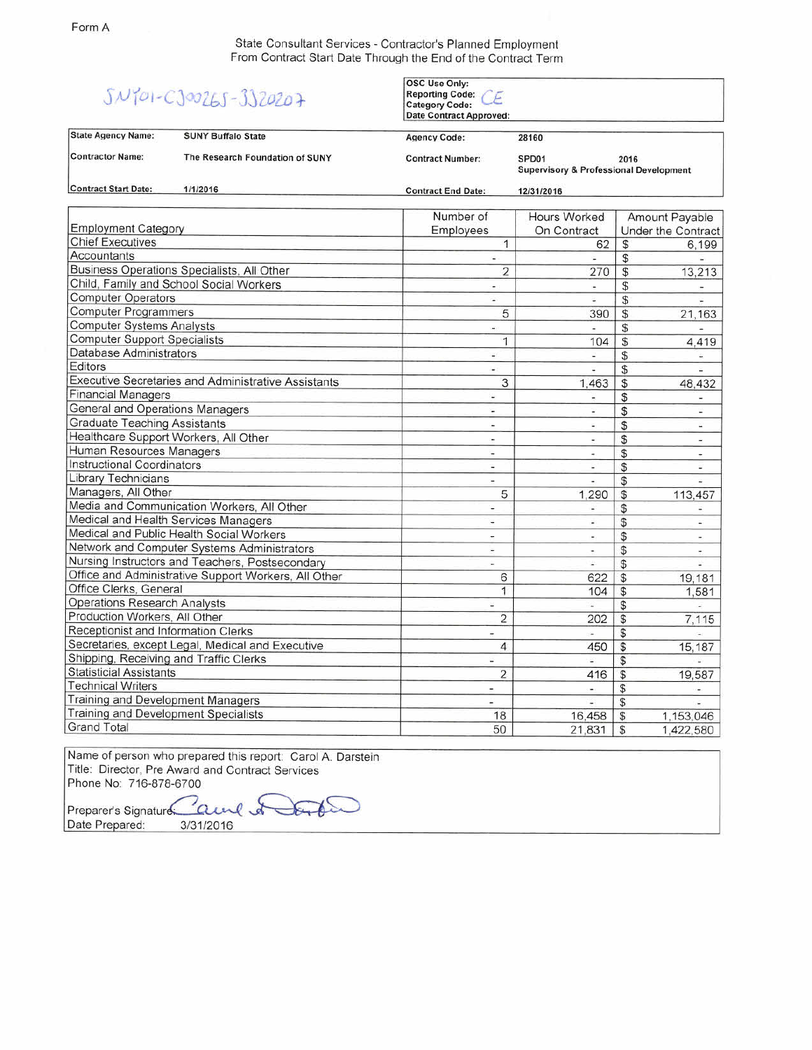Form A

State Consultant Services - Contractor's Planned Employment
From Contract Start Date Through the End of the Contract Term

SNY01-CJ00265-3320207

| OSC Use Only: | |
|---|---|
| Reporting Code: | CE |
| Category Code: | |
| Date Contract Approved: | |

| | | | |
|---|---|---|---|
| State Agency Name: | SUNY Buffalo State | Agency Code: | 28160 |
| Contractor Name: | The Research Foundation of SUNY | Contract Number: | SPD01 2016 Supervisory & Professional Development |
| Contract Start Date: | 1/1/2016 | Contract End Date: | 12/31/2016 |

| Employment Category | Number of Employees | Hours Worked On Contract | Amount Payable Under the Contract |
|---|---|---|---|
| Chief Executives | 1 | 62 | $ 6,199 |
| Accountants | - | - | $ - |
| Business Operations Specialists, All Other | 2 | 270 | $ 13,213 |
| Child, Family and School Social Workers | - | - | $ - |
| Computer Operators | - | - | $ - |
| Computer Programmers | 5 | 390 | $ 21,163 |
| Computer Systems Analysts | - | - | $ - |
| Computer Support Specialists | 1 | 104 | $ 4,419 |
| Database Administrators | - | - | $ - |
| Editors | - | - | $ - |
| Executive Secretaries and Administrative Assistants | 3 | 1,463 | $ 48,432 |
| Financial Managers | - | - | $ - |
| General and Operations Managers | - | - | $ - |
| Graduate Teaching Assistants | - | - | $ - |
| Healthcare Support Workers, All Other | - | - | $ - |
| Human Resources Managers | - | - | $ - |
| Instructional Coordinators | - | - | $ - |
| Library Technicians | - | - | $ - |
| Managers, All Other | 5 | 1,290 | $ 113,457 |
| Media and Communication Workers, All Other | - | - | $ - |
| Medical and Health Services Managers | - | - | $ - |
| Medical and Public Health Social Workers | - | - | $ - |
| Network and Computer Systems Administrators | - | - | $ - |
| Nursing Instructors and Teachers, Postsecondary | - | - | $ - |
| Office and Administrative Support Workers, All Other | 6 | 622 | $ 19,181 |
| Office Clerks, General | 1 | 104 | $ 1,581 |
| Operations Research Analysts | - | - | $ - |
| Production Workers, All Other | 2 | 202 | $ 7,115 |
| Receptionist and Information Clerks | - | - | $ - |
| Secretaries, except Legal, Medical and Executive | 4 | 450 | $ 15,187 |
| Shipping, Receiving and Traffic Clerks | - | - | $ - |
| Statisticial Assistants | 2 | 416 | $ 19,587 |
| Technical Writers | - | - | $ - |
| Training and Development Managers | - | - | $ - |
| Training and Development Specialists | 18 | 16,458 | $ 1,153,046 |
| Grand Total | 50 | 21,831 | $ 1,422,580 |

Name of person who prepared this report: Carol A. Darstein
Title: Director, Pre Award and Contract Services
Phone No: 716-878-6700

Preparer's Signature: Carol A. Darstein
Date Prepared: 3/31/2016